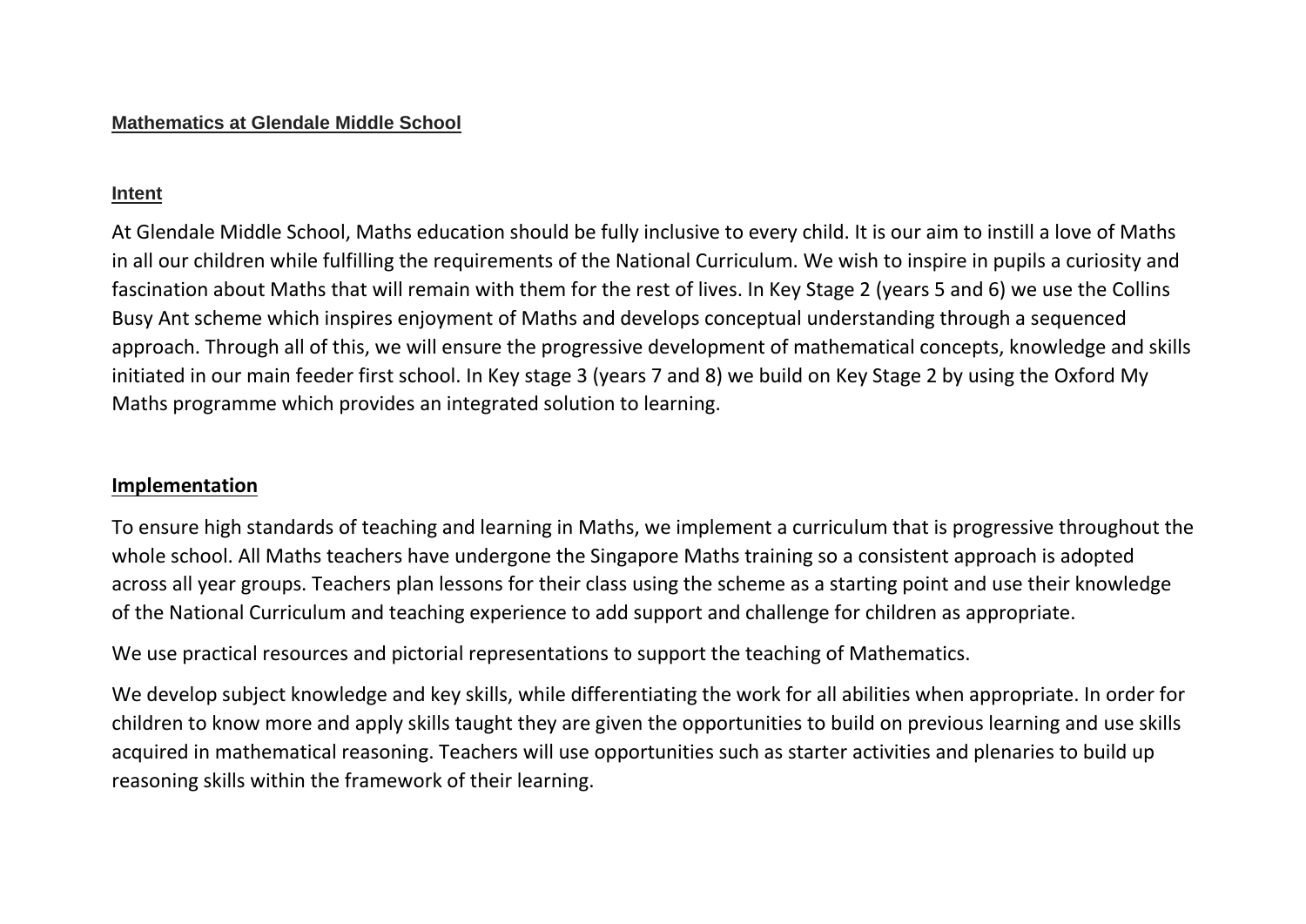# Mathematics at Glendale Middle School

## Intent

At Glendale Middle School, Maths education should be fully inclusive to every child. It is our aim to instill a love of Maths in all our children while fulfilling the requirements of the National Curriculum. We wish to inspire in pupils a curiosity and fascination about Maths that will remain with them for the rest of lives. In Key Stage 2 (years 5 and 6) we use the Collins Busy Ant scheme which inspires enjoyment of Maths and develops conceptual understanding through a sequenced approach. Through all of this, we will ensure the progressive development of mathematical concepts, knowledge and skills initiated in our main feeder first school. In Key stage 3 (years 7 and 8) we build on Key Stage 2 by using the Oxford My Maths programme which provides an integrated solution to learning.

## Implementation

To ensure high standards of teaching and learning in Maths, we implement a curriculum that is progressive throughout the whole school. All Maths teachers have undergone the Singapore Maths training so a consistent approach is adopted across all year groups. Teachers plan lessons for their class using the scheme as a starting point and use their knowledge of the National Curriculum and teaching experience to add support and challenge for children as appropriate.

We use practical resources and pictorial representations to support the teaching of Mathematics.

We develop subject knowledge and key skills, while differentiating the work for all abilities when appropriate. In order for children to know more and apply skills taught they are given the opportunities to build on previous learning and use skills acquired in mathematical reasoning. Teachers will use opportunities such as starter activities and plenaries to build up reasoning skills within the framework of their learning.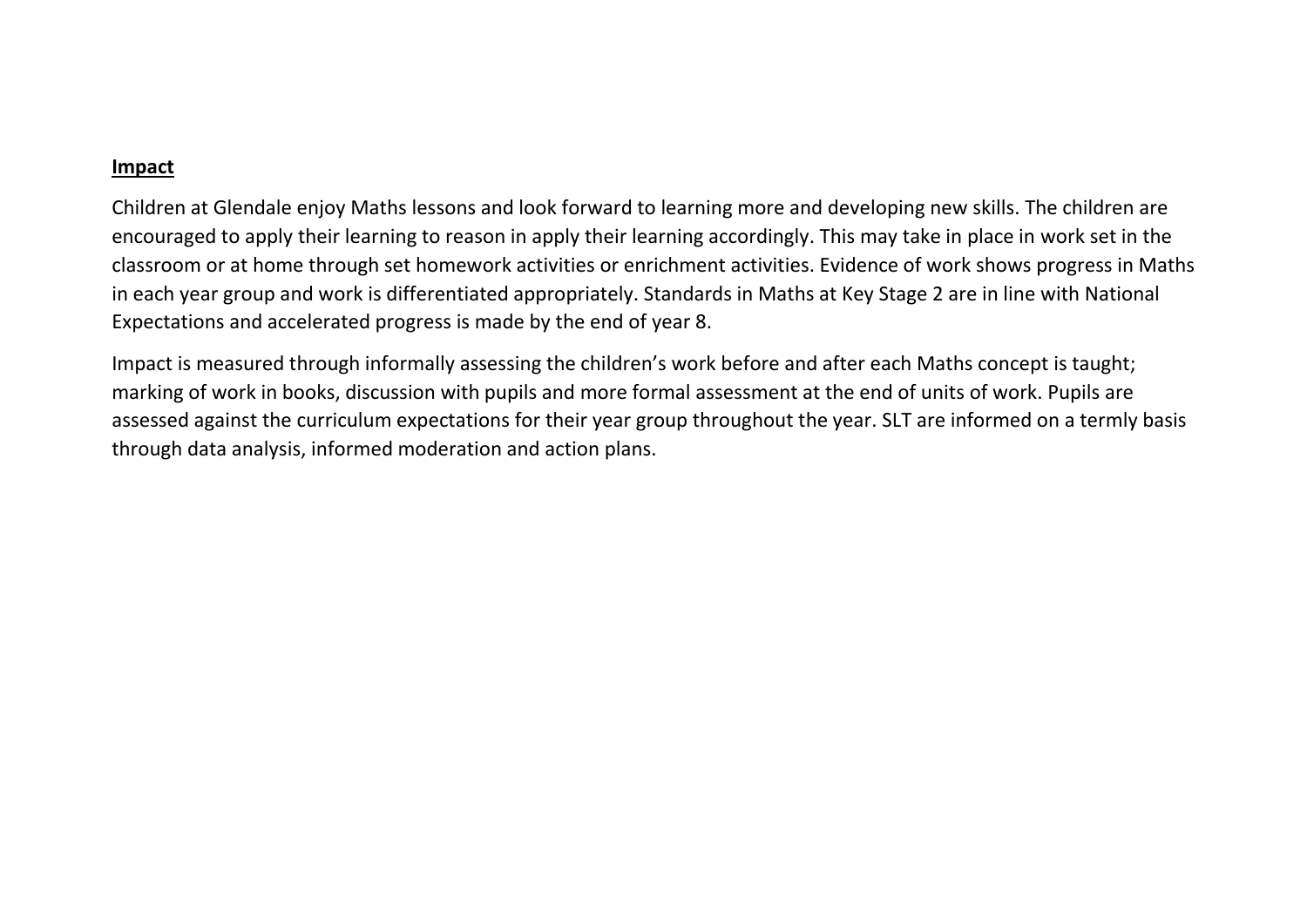**Impact**

Children at Glendale enjoy Maths lessons and look forward to learning more and developing new skills. The children are encouraged to apply their learning to reason in apply their learning accordingly. This may take in place in work set in the classroom or at home through set homework activities or enrichment activities. Evidence of work shows progress in Maths in each year group and work is differentiated appropriately. Standards in Maths at Key Stage 2 are in line with National Expectations and accelerated progress is made by the end of year 8.

Impact is measured through informally assessing the children's work before and after each Maths concept is taught; marking of work in books, discussion with pupils and more formal assessment at the end of units of work. Pupils are assessed against the curriculum expectations for their year group throughout the year. SLT are informed on a termly basis through data analysis, informed moderation and action plans.